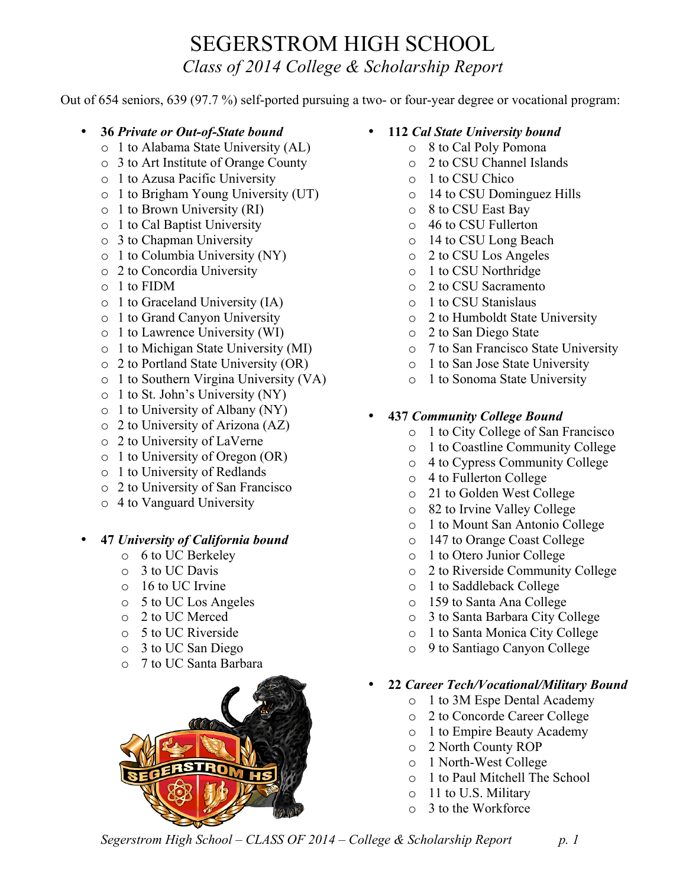# SEGERSTROM HIGH SCHOOL

*Class of 2014 College & Scholarship Report*

Out of 654 seniors, 639 (97.7 %) self-ported pursuing a two- or four-year degree or vocational program:

- **36 *Private or Out-of-State bound***
  - 1 to Alabama State University (AL)
  - 3 to Art Institute of Orange County
  - 1 to Azusa Pacific University
  - 1 to Brigham Young University (UT)
  - 1 to Brown University (RI)
  - 1 to Cal Baptist University
  - 3 to Chapman University
  - 1 to Columbia University (NY)
  - 2 to Concordia University
  - 1 to FIDM
  - 1 to Graceland University (IA)
  - 1 to Grand Canyon University
  - 1 to Lawrence University (WI)
  - 1 to Michigan State University (MI)
  - 2 to Portland State University (OR)
  - 1 to Southern Virgina University (VA)
  - 1 to St. John's University (NY)
  - 1 to University of Albany (NY)
  - 2 to University of Arizona (AZ)
  - 2 to University of LaVerne
  - 1 to University of Oregon (OR)
  - 1 to University of Redlands
  - 2 to University of San Francisco
  - 4 to Vanguard University

- **47 *University of California bound***
  - 6 to UC Berkeley
  - 3 to UC Davis
  - 16 to UC Irvine
  - 5 to UC Los Angeles
  - 2 to UC Merced
  - 5 to UC Riverside
  - 3 to UC San Diego
  - 7 to UC Santa Barbara

- **112 *Cal State University bound***
  - 8 to Cal Poly Pomona
  - 2 to CSU Channel Islands
  - 1 to CSU Chico
  - 14 to CSU Dominguez Hills
  - 8 to CSU East Bay
  - 46 to CSU Fullerton
  - 14 to CSU Long Beach
  - 2 to CSU Los Angeles
  - 1 to CSU Northridge
  - 2 to CSU Sacramento
  - 1 to CSU Stanislaus
  - 2 to Humboldt State University
  - 2 to San Diego State
  - 7 to San Francisco State University
  - 1 to San Jose State University
  - 1 to Sonoma State University

- **437 *Community College Bound***
  - 1 to City College of San Francisco
  - 1 to Coastline Community College
  - 4 to Cypress Community College
  - 4 to Fullerton College
  - 21 to Golden West College
  - 82 to Irvine Valley College
  - 1 to Mount San Antonio College
  - 147 to Orange Coast College
  - 1 to Otero Junior College
  - 2 to Riverside Community College
  - 1 to Saddleback College
  - 159 to Santa Ana College
  - 3 to Santa Barbara City College
  - 1 to Santa Monica City College
  - 9 to Santiago Canyon College

- **22 *Career Tech/Vocational/Military Bound***
  - 1 to 3M Espe Dental Academy
  - 2 to Concorde Career College
  - 1 to Empire Beauty Academy
  - 2 North County ROP
  - 1 North-West College
  - 1 to Paul Mitchell The School
  - 11 to U.S. Military
  - 3 to the Workforce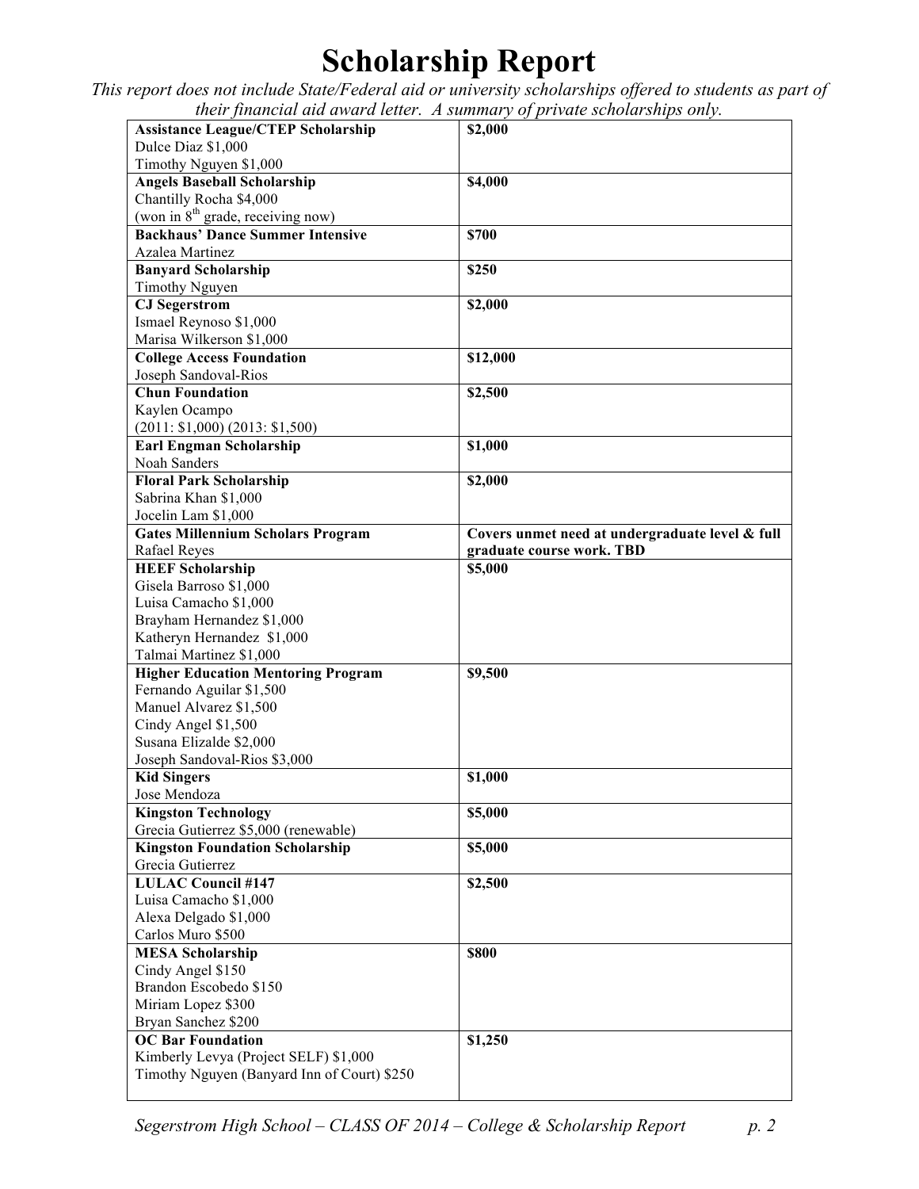# Scholarship Report

*This report does not include State/Federal aid or university scholarships offered to students as part of their financial aid award letter. A summary of private scholarships only.*

| Scholarship | Amount |
|---|---|
| **Assistance League/CTEP Scholarship**<br>Dulce Diaz $1,000<br>Timothy Nguyen $1,000 | **$2,000** |
| **Angels Baseball Scholarship**<br>Chantilly Rocha $4,000<br>(won in 8th grade, receiving now) | **$4,000** |
| **Backhaus' Dance Summer Intensive**<br>Azalea Martinez | **$700** |
| **Banyard Scholarship**<br>Timothy Nguyen | **$250** |
| **CJ Segerstrom**<br>Ismael Reynoso $1,000<br>Marisa Wilkerson $1,000 | **$2,000** |
| **College Access Foundation**<br>Joseph Sandoval-Rios | **$12,000** |
| **Chun Foundation**<br>Kaylen Ocampo<br>(2011: $1,000) (2013: $1,500) | **$2,500** |
| **Earl Engman Scholarship**<br>Noah Sanders | **$1,000** |
| **Floral Park Scholarship**<br>Sabrina Khan $1,000<br>Jocelin Lam $1,000 | **$2,000** |
| **Gates Millennium Scholars Program**<br>Rafael Reyes | **Covers unmet need at undergraduate level & full graduate course work. TBD** |
| **HEEF Scholarship**<br>Gisela Barroso $1,000<br>Luisa Camacho $1,000<br>Brayham Hernandez $1,000<br>Katheryn Hernandez $1,000<br>Talmai Martinez $1,000 | **$5,000** |
| **Higher Education Mentoring Program**<br>Fernando Aguilar $1,500<br>Manuel Alvarez $1,500<br>Cindy Angel $1,500<br>Susana Elizalde $2,000<br>Joseph Sandoval-Rios $3,000 | **$9,500** |
| **Kid Singers**<br>Jose Mendoza | **$1,000** |
| **Kingston Technology**<br>Grecia Gutierrez $5,000 (renewable) | **$5,000** |
| **Kingston Foundation Scholarship**<br>Grecia Gutierrez | **$5,000** |
| **LULAC Council #147**<br>Luisa Camacho $1,000<br>Alexa Delgado $1,000<br>Carlos Muro $500 | **$2,500** |
| **MESA Scholarship**<br>Cindy Angel $150<br>Brandon Escobedo $150<br>Miriam Lopez $300<br>Bryan Sanchez $200 | **$800** |
| **OC Bar Foundation**<br>Kimberly Levya (Project SELF) $1,000<br>Timothy Nguyen (Banyard Inn of Court) $250 | **$1,250** |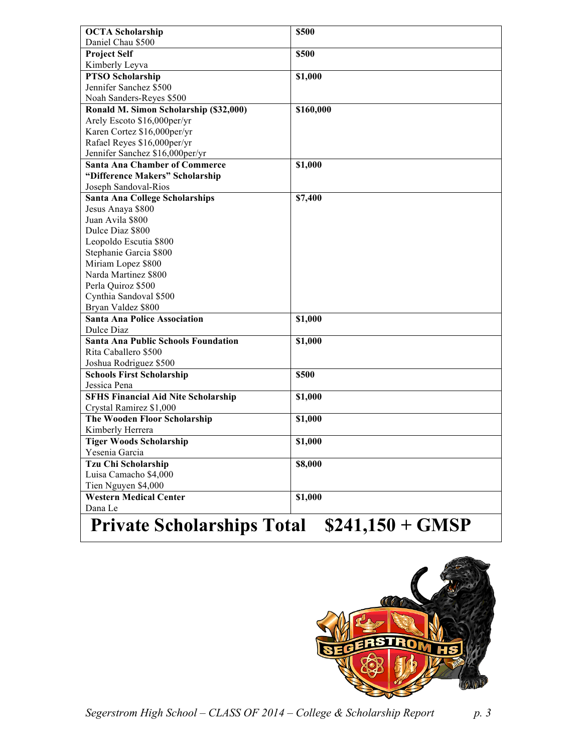| | |
|---|---|
| **OCTA Scholarship**<br>Daniel Chau $500 | **$500** |
| **Project Self**<br>Kimberly Leyva | **$500** |
| **PTSO Scholarship**<br>Jennifer Sanchez $500<br>Noah Sanders-Reyes $500 | **$1,000** |
| **Ronald M. Simon Scholarship ($32,000)**<br>Arely Escoto $16,000per/yr<br>Karen Cortez $16,000per/yr<br>Rafael Reyes $16,000per/yr<br>Jennifer Sanchez $16,000per/yr | **$160,000** |
| **Santa Ana Chamber of Commerce "Difference Makers" Scholarship**<br>Joseph Sandoval-Rios | **$1,000** |
| **Santa Ana College Scholarships**<br>Jesus Anaya $800<br>Juan Avila $800<br>Dulce Diaz $800<br>Leopoldo Escutia $800<br>Stephanie Garcia $800<br>Miriam Lopez $800<br>Narda Martinez $800<br>Perla Quiroz $500<br>Cynthia Sandoval $500<br>Bryan Valdez $800 | **$7,400** |
| **Santa Ana Police Association**<br>Dulce Diaz | **$1,000** |
| **Santa Ana Public Schools Foundation**<br>Rita Caballero $500<br>Joshua Rodriguez $500 | **$1,000** |
| **Schools First Scholarship**<br>Jessica Pena | **$500** |
| **SFHS Financial Aid Nite Scholarship**<br>Crystal Ramirez $1,000 | **$1,000** |
| **The Wooden Floor Scholarship**<br>Kimberly Herrera | **$1,000** |
| **Tiger Woods Scholarship**<br>Yesenia Garcia | **$1,000** |
| **Tzu Chi Scholarship**<br>Luisa Camacho $4,000<br>Tien Nguyen $4,000 | **$8,000** |
| **Western Medical Center**<br>Dana Le | **$1,000** |
| **Private Scholarships Total** | **$241,150 + GMSP** |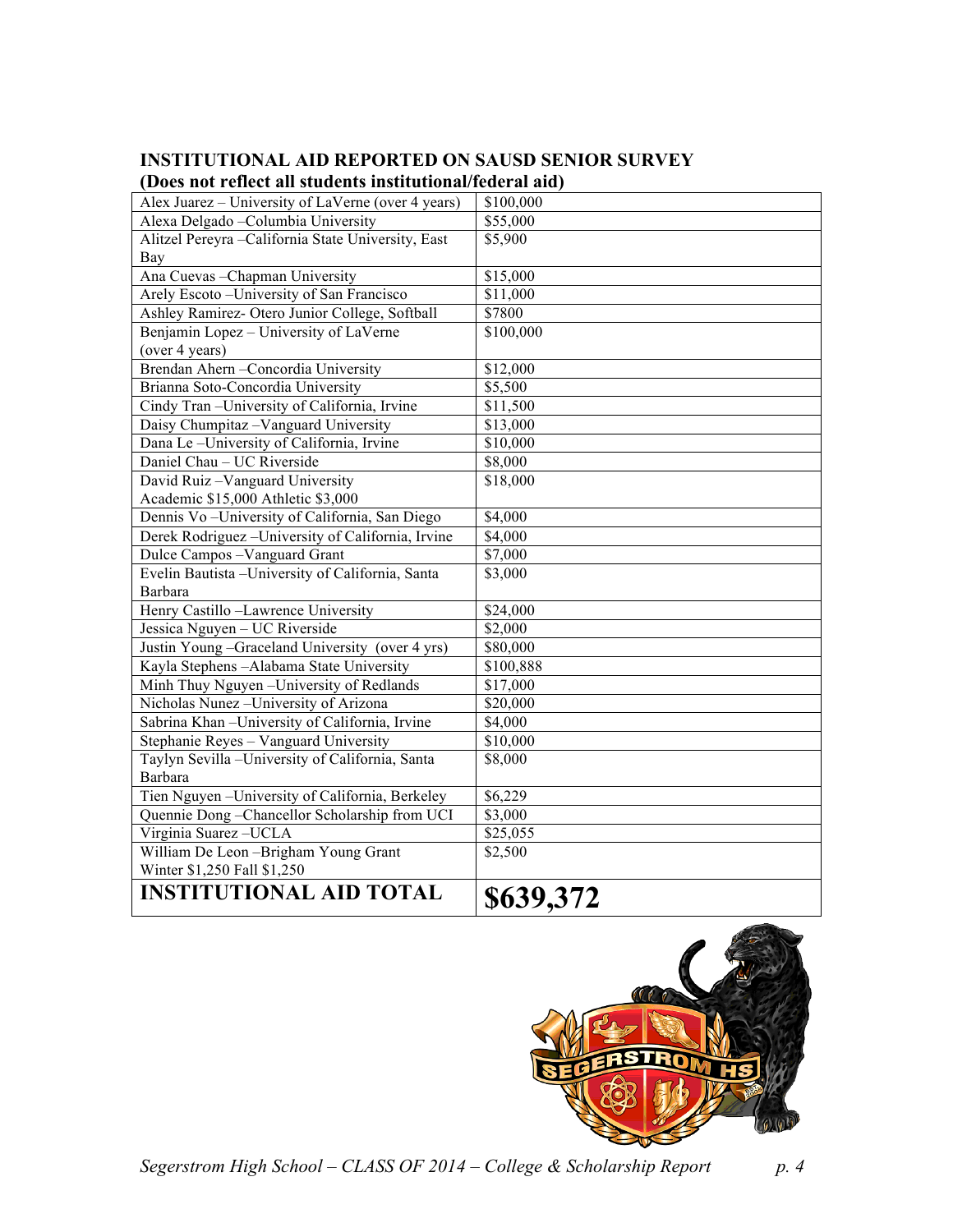**INSTITUTIONAL AID REPORTED ON SAUSD SENIOR SURVEY**
**(Does not reflect all students institutional/federal aid)**

| | |
|---|---|
| Alex Juarez – University of LaVerne (over 4 years) | $100,000 |
| Alexa Delgado –Columbia University | $55,000 |
| Alitzel Pereyra –California State University, East Bay | $5,900 |
| Ana Cuevas –Chapman University | $15,000 |
| Arely Escoto –University of San Francisco | $11,000 |
| Ashley Ramirez- Otero Junior College, Softball | $7800 |
| Benjamin Lopez – University of LaVerne (over 4 years) | $100,000 |
| Brendan Ahern –Concordia University | $12,000 |
| Brianna Soto-Concordia University | $5,500 |
| Cindy Tran –University of California, Irvine | $11,500 |
| Daisy Chumpitaz –Vanguard University | $13,000 |
| Dana Le –University of California, Irvine | $10,000 |
| Daniel Chau – UC Riverside | $8,000 |
| David Ruiz –Vanguard University Academic $15,000 Athletic $3,000 | $18,000 |
| Dennis Vo –University of California, San Diego | $4,000 |
| Derek Rodriguez –University of California, Irvine | $4,000 |
| Dulce Campos –Vanguard Grant | $7,000 |
| Evelin Bautista –University of California, Santa Barbara | $3,000 |
| Henry Castillo –Lawrence University | $24,000 |
| Jessica Nguyen – UC Riverside | $2,000 |
| Justin Young –Graceland University (over 4 yrs) | $80,000 |
| Kayla Stephens –Alabama State University | $100,888 |
| Minh Thuy Nguyen –University of Redlands | $17,000 |
| Nicholas Nunez –University of Arizona | $20,000 |
| Sabrina Khan –University of California, Irvine | $4,000 |
| Stephanie Reyes – Vanguard University | $10,000 |
| Taylyn Sevilla –University of California, Santa Barbara | $8,000 |
| Tien Nguyen –University of California, Berkeley | $6,229 |
| Quennie Dong –Chancellor Scholarship from UCI | $3,000 |
| Virginia Suarez –UCLA | $25,055 |
| William De Leon –Brigham Young Grant Winter $1,250 Fall $1,250 | $2,500 |
| **INSTITUTIONAL AID TOTAL** | **$639,372** |